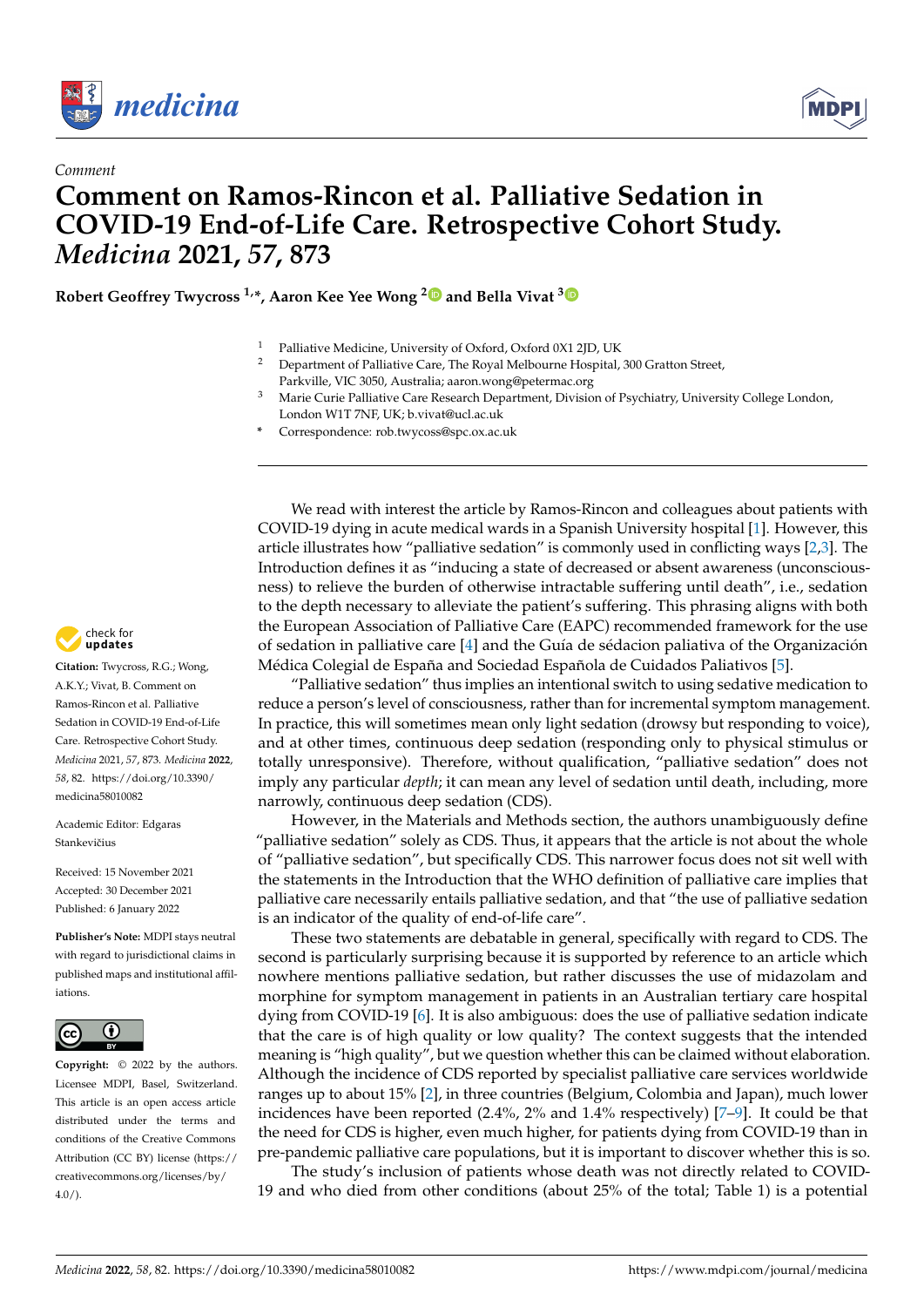*Comment*

# Comment on Ramos-Rincon et al. Palliative Sedation in COVID-19 End-of-Life Care. Retrospective Cohort Study. *Medicina* 2021, *57*, 873

**Robert Geoffrey Twycross [1,*], Aaron Kee Yee Wong [2] and Bella Vivat [3]**

1 Palliative Medicine, University of Oxford, Oxford 0X1 2JD, UK
2 Department of Palliative Care, The Royal Melbourne Hospital, 300 Gratton Street, Parkville, VIC 3050, Australia; aaron.wong@petermac.org
3 Marie Curie Palliative Care Research Department, Division of Psychiatry, University College London, London W1T 7NF, UK; b.vivat@ucl.ac.uk
* Correspondence: rob.twycoss@spc.ox.ac.uk

**Citation:** Twycross, R.G.; Wong, A.K.Y.; Vivat, B. Comment on Ramos-Rincon et al. Palliative Sedation in COVID-19 End-of-Life Care. Retrospective Cohort Study. *Medicina* 2021, *57*, 873. *Medicina* **2022**, *58*, 82. https://doi.org/10.3390/medicina58010082

Academic Editor: Edgaras Stankevičius

Received: 15 November 2021
Accepted: 30 December 2021
Published: 6 January 2022

**Publisher's Note:** MDPI stays neutral with regard to jurisdictional claims in published maps and institutional affiliations.

**Copyright:** © 2022 by the authors. Licensee MDPI, Basel, Switzerland. This article is an open access article distributed under the terms and conditions of the Creative Commons Attribution (CC BY) license (https://creativecommons.org/licenses/by/4.0/).

We read with interest the article by Ramos-Rincon and colleagues about patients with COVID-19 dying in acute medical wards in a Spanish University hospital [1]. However, this article illustrates how "palliative sedation" is commonly used in conflicting ways [2,3]. The Introduction defines it as "inducing a state of decreased or absent awareness (unconsciousness) to relieve the burden of otherwise intractable suffering until death", i.e., sedation to the depth necessary to alleviate the patient's suffering. This phrasing aligns with both the European Association of Palliative Care (EAPC) recommended framework for the use of sedation in palliative care [4] and the Guía de sédacion paliativa of the Organización Médica Colegial de España and Sociedad Española de Cuidados Paliativos [5].

"Palliative sedation" thus implies an intentional switch to using sedative medication to reduce a person's level of consciousness, rather than for incremental symptom management. In practice, this will sometimes mean only light sedation (drowsy but responding to voice), and at other times, continuous deep sedation (responding only to physical stimulus or totally unresponsive). Therefore, without qualification, "palliative sedation" does not imply any particular *depth*; it can mean any level of sedation until death, including, more narrowly, continuous deep sedation (CDS).

However, in the Materials and Methods section, the authors unambiguously define "palliative sedation" solely as CDS. Thus, it appears that the article is not about the whole of "palliative sedation", but specifically CDS. This narrower focus does not sit well with the statements in the Introduction that the WHO definition of palliative care implies that palliative care necessarily entails palliative sedation, and that "the use of palliative sedation is an indicator of the quality of end-of-life care".

These two statements are debatable in general, specifically with regard to CDS. The second is particularly surprising because it is supported by reference to an article which nowhere mentions palliative sedation, but rather discusses the use of midazolam and morphine for symptom management in patients in an Australian tertiary care hospital dying from COVID-19 [6]. It is also ambiguous: does the use of palliative sedation indicate that the care is of high quality or low quality? The context suggests that the intended meaning is "high quality", but we question whether this can be claimed without elaboration. Although the incidence of CDS reported by specialist palliative care services worldwide ranges up to about 15% [2], in three countries (Belgium, Colombia and Japan), much lower incidences have been reported (2.4%, 2% and 1.4% respectively) [7–9]. It could be that the need for CDS is higher, even much higher, for patients dying from COVID-19 than in pre-pandemic palliative care populations, but it is important to discover whether this is so.

The study's inclusion of patients whose death was not directly related to COVID-19 and who died from other conditions (about 25% of the total; Table 1) is a potential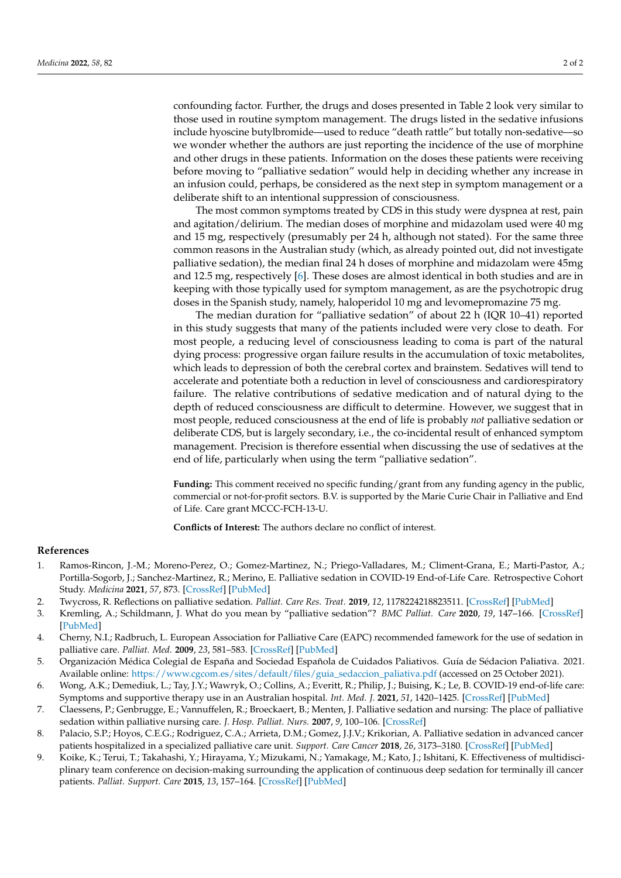confounding factor. Further, the drugs and doses presented in Table 2 look very similar to those used in routine symptom management. The drugs listed in the sedative infusions include hyoscine butylbromide—used to reduce "death rattle" but totally non-sedative—so we wonder whether the authors are just reporting the incidence of the use of morphine and other drugs in these patients. Information on the doses these patients were receiving before moving to "palliative sedation" would help in deciding whether any increase in an infusion could, perhaps, be considered as the next step in symptom management or a deliberate shift to an intentional suppression of consciousness.

The most common symptoms treated by CDS in this study were dyspnea at rest, pain and agitation/delirium. The median doses of morphine and midazolam used were 40 mg and 15 mg, respectively (presumably per 24 h, although not stated). For the same three common reasons in the Australian study (which, as already pointed out, did not investigate palliative sedation), the median final 24 h doses of morphine and midazolam were 45mg and 12.5 mg, respectively [6]. These doses are almost identical in both studies and are in keeping with those typically used for symptom management, as are the psychotropic drug doses in the Spanish study, namely, haloperidol 10 mg and levomepromazine 75 mg.

The median duration for "palliative sedation" of about 22 h (IQR 10–41) reported in this study suggests that many of the patients included were very close to death. For most people, a reducing level of consciousness leading to coma is part of the natural dying process: progressive organ failure results in the accumulation of toxic metabolites, which leads to depression of both the cerebral cortex and brainstem. Sedatives will tend to accelerate and potentiate both a reduction in level of consciousness and cardiorespiratory failure. The relative contributions of sedative medication and of natural dying to the depth of reduced consciousness are difficult to determine. However, we suggest that in most people, reduced consciousness at the end of life is probably *not* palliative sedation or deliberate CDS, but is largely secondary, i.e., the co-incidental result of enhanced symptom management. Precision is therefore essential when discussing the use of sedatives at the end of life, particularly when using the term "palliative sedation".

**Funding:** This comment received no specific funding/grant from any funding agency in the public, commercial or not-for-profit sectors. B.V. is supported by the Marie Curie Chair in Palliative and End of Life. Care grant MCCC-FCH-13-U.

**Conflicts of Interest:** The authors declare no conflict of interest.

## References

1. Ramos-Rincon, J.-M.; Moreno-Perez, O.; Gomez-Martinez, N.; Priego-Valladares, M.; Climent-Grana, E.; Marti-Pastor, A.; Portilla-Sogorb, J.; Sanchez-Martinez, R.; Merino, E. Palliative sedation in COVID-19 End-of-Life Care. Retrospective Cohort Study. *Medicina* **2021**, *57*, 873. [CrossRef] [PubMed]
2. Twycross, R. Reflections on palliative sedation. *Palliat. Care Res. Treat.* **2019**, *12*, 1178224218823511. [CrossRef] [PubMed]
3. Kremling, A.; Schildmann, J. What do you mean by "palliative sedation"? *BMC Palliat. Care* **2020**, *19*, 147–166. [CrossRef] [PubMed]
4. Cherny, N.I.; Radbruch, L. European Association for Palliative Care (EAPC) recommended famework for the use of sedation in palliative care. *Palliat. Med.* **2009**, *23*, 581–583. [CrossRef] [PubMed]
5. Organización Médica Colegial de España and Sociedad Española de Cuidados Paliativos. Guía de Sédacion Paliativa. 2021. Available online: https://www.cgcom.es/sites/default/files/guia_sedaccion_paliativa.pdf (accessed on 25 October 2021).
6. Wong, A.K.; Demediuk, L.; Tay, J.Y.; Wawryk, O.; Collins, A.; Everitt, R.; Philip, J.; Buising, K.; Le, B. COVID-19 end-of-life care: Symptoms and supportive therapy use in an Australian hospital. *Int. Med. J.* **2021**, *51*, 1420–1425. [CrossRef] [PubMed]
7. Claessens, P.; Genbrugge, E.; Vannuffelen, R.; Broeckaert, B.; Menten, J. Palliative sedation and nursing: The place of palliative sedation within palliative nursing care. *J. Hosp. Palliat. Nurs.* **2007**, *9*, 100–106. [CrossRef]
8. Palacio, S.P.; Hoyos, C.E.G.; Rodriguez, C.A.; Arrieta, D.M.; Gomez, J.J.V.; Krikorian, A. Palliative sedation in advanced cancer patients hospitalized in a specialized palliative care unit. *Support. Care Cancer* **2018**, *26*, 3173–3180. [CrossRef] [PubMed]
9. Koike, K.; Terui, T.; Takahashi, Y.; Hirayama, Y.; Mizukami, N.; Yamakage, M.; Kato, J.; Ishitani, K. Effectiveness of multidisciplinary team conference on decision-making surrounding the application of continuous deep sedation for terminally ill cancer patients. *Palliat. Support. Care* **2015**, *13*, 157–164. [CrossRef] [PubMed]